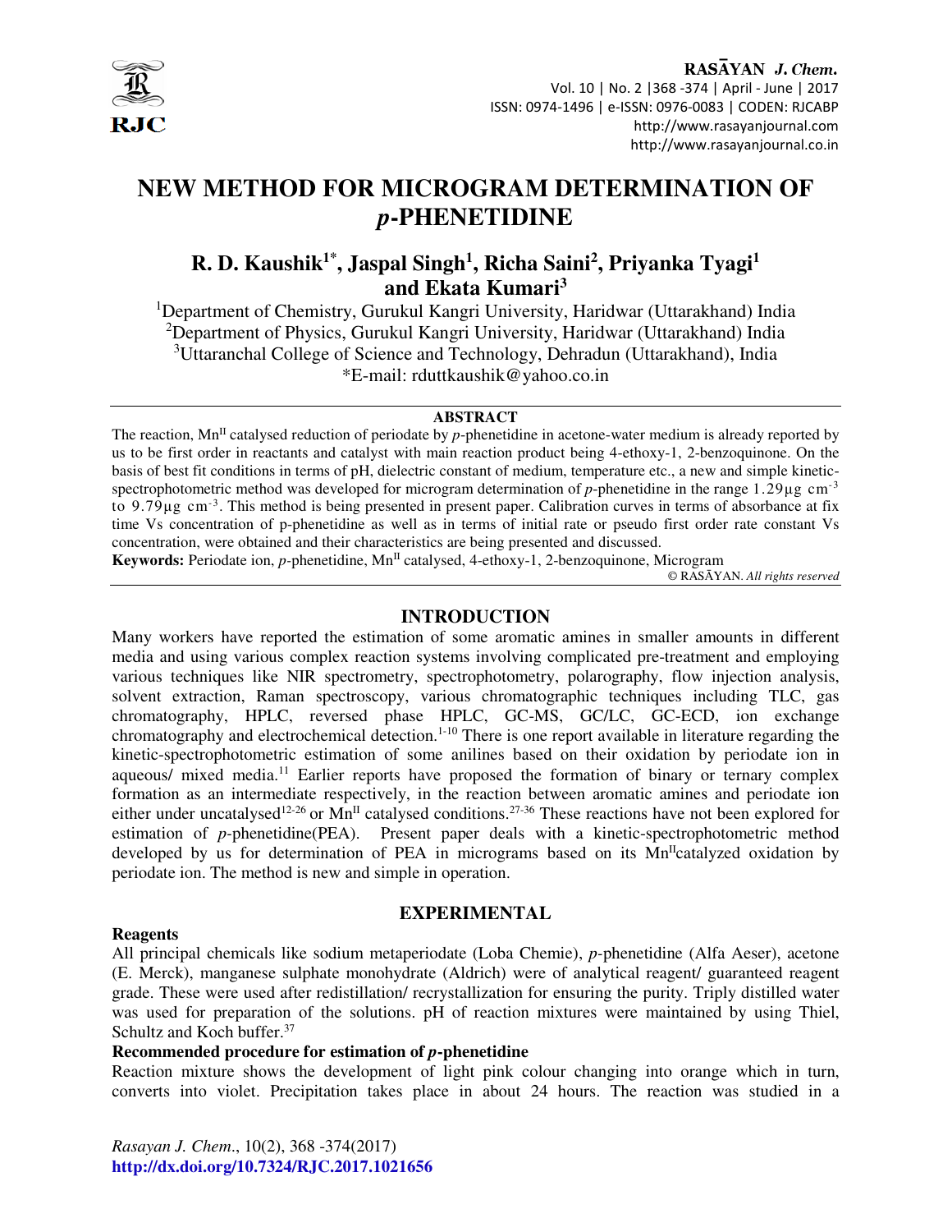# NEW METHOD FOR MICROGRAM DETERMINATION OF *p*-PHENETIDINE

**R. D. Kaushik[1*], Jaspal Singh[1], Richa Saini[2], Priyanka Tyagi[1] and Ekata Kumari[3]**

[1]Department of Chemistry, Gurukul Kangri University, Haridwar (Uttarakhand) India
[2]Department of Physics, Gurukul Kangri University, Haridwar (Uttarakhand) India
[3]Uttaranchal College of Science and Technology, Dehradun (Uttarakhand), India
*E-mail: rduttkaushik@yahoo.co.in

## ABSTRACT

The reaction, $Mn^{II}$ catalysed reduction of periodate by *p*-phenetidine in acetone-water medium is already reported by us to be first order in reactants and catalyst with main reaction product being 4-ethoxy-1, 2-benzoquinone. On the basis of best fit conditions in terms of pH, dielectric constant of medium, temperature etc., a new and simple kinetic-spectrophotometric method was developed for microgram determination of *p*-phenetidine in the range 1.29μg $cm^{-3}$ to 9.79μg $cm^{-3}$. This method is being presented in present paper. Calibration curves in terms of absorbance at fix time Vs concentration of p-phenetidine as well as in terms of initial rate or pseudo first order rate constant Vs concentration, were obtained and their characteristics are being presented and discussed.

**Keywords:** Periodate ion, *p*-phenetidine, $Mn^{II}$ catalysed, 4-ethoxy-1, 2-benzoquinone, Microgram

© RASĀYAN. *All rights reserved*

## INTRODUCTION

Many workers have reported the estimation of some aromatic amines in smaller amounts in different media and using various complex reaction systems involving complicated pre-treatment and employing various techniques like NIR spectrometry, spectrophotometry, polarography, flow injection analysis, solvent extraction, Raman spectroscopy, various chromatographic techniques including TLC, gas chromatography, HPLC, reversed phase HPLC, GC-MS, GC/LC, GC-ECD, ion exchange chromatography and electrochemical detection.[1-10] There is one report available in literature regarding the kinetic-spectrophotometric estimation of some anilines based on their oxidation by periodate ion in aqueous/ mixed media.[11] Earlier reports have proposed the formation of binary or ternary complex formation as an intermediate respectively, in the reaction between aromatic amines and periodate ion either under uncatalysed[12-26] or $Mn^{II}$ catalysed conditions.[27-36] These reactions have not been explored for estimation of *p*-phenetidine(PEA). Present paper deals with a kinetic-spectrophotometric method developed by us for determination of PEA in micrograms based on its $Mn^{II}$catalyzed oxidation by periodate ion. The method is new and simple in operation.

## EXPERIMENTAL

### Reagents

All principal chemicals like sodium metaperiodate (Loba Chemie), *p*-phenetidine (Alfa Aeser), acetone (E. Merck), manganese sulphate monohydrate (Aldrich) were of analytical reagent/ guaranteed reagent grade. These were used after redistillation/ recrystallization for ensuring the purity. Triply distilled water was used for preparation of the solutions. pH of reaction mixtures were maintained by using Thiel, Schultz and Koch buffer.[37]

### Recommended procedure for estimation of *p*-phenetidine

Reaction mixture shows the development of light pink colour changing into orange which in turn, converts into violet. Precipitation takes place in about 24 hours. The reaction was studied in a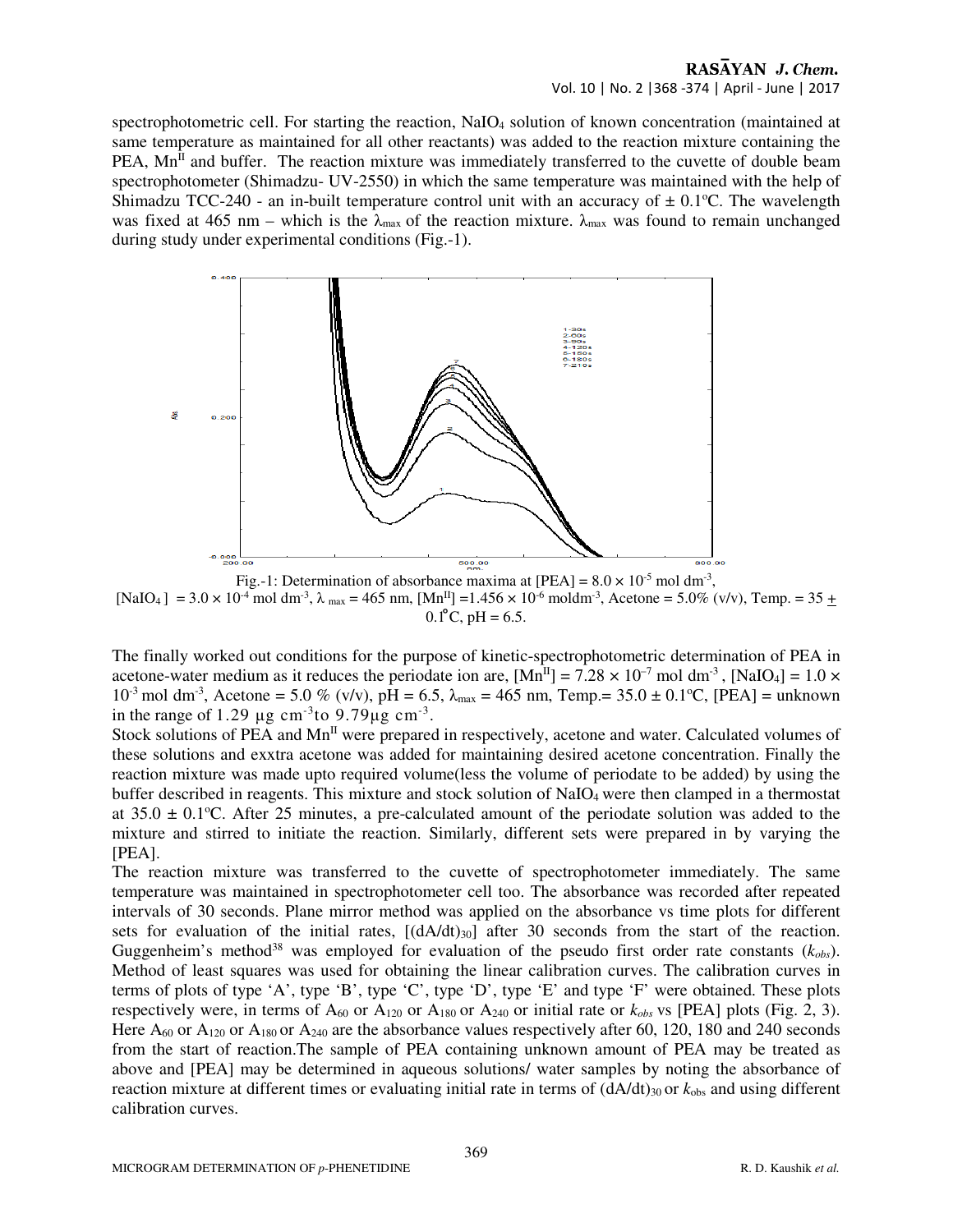spectrophotometric cell. For starting the reaction, $NaIO_4$ solution of known concentration (maintained at same temperature as maintained for all other reactants) was added to the reaction mixture containing the PEA, $Mn^{II}$ and buffer. The reaction mixture was immediately transferred to the cuvette of double beam spectrophotometer (Shimadzu- UV-2550) in which the same temperature was maintained with the help of Shimadzu TCC-240 - an in-built temperature control unit with an accuracy of ± 0.1ºC. The wavelength was fixed at 465 nm – which is the $\lambda_{max}$ of the reaction mixture. $\lambda_{max}$ was found to remain unchanged during study under experimental conditions (Fig.-1).

Fig.-1: Determination of absorbance maxima at [PEA] = $8.0 \times 10^{-5}$ mol dm$^{-3}$, [$NaIO_4$] = $3.0 \times 10^{-4}$ mol dm$^{-3}$, $\lambda_{max}$ = 465 nm, [$Mn^{II}$] = $1.456 \times 10^{-6}$ moldm$^{-3}$, Acetone = 5.0% (v/v), Temp. = 35 ± 0.1ºC, pH = 6.5.

The finally worked out conditions for the purpose of kinetic-spectrophotometric determination of PEA in acetone-water medium as it reduces the periodate ion are, [$Mn^{II}$] = $7.28 \times 10^{-7}$ mol dm$^{-3}$ , [$NaIO_4$] = $1.0 \times 10^{-3}$ mol dm$^{-3}$, Acetone = 5.0 % (v/v), pH = 6.5, $\lambda_{max}$ = 465 nm, Temp.= 35.0 ± 0.1ºC, [PEA] = unknown in the range of 1.29 µg cm$^{-3}$to 9.79µg cm$^{-3}$.

Stock solutions of PEA and $Mn^{II}$ were prepared in respectively, acetone and water. Calculated volumes of these solutions and exxtra acetone was added for maintaining desired acetone concentration. Finally the reaction mixture was made upto required volume(less the volume of periodate to be added) by using the buffer described in reagents. This mixture and stock solution of $NaIO_4$ were then clamped in a thermostat at 35.0 ± 0.1ºC. After 25 minutes, a pre-calculated amount of the periodate solution was added to the mixture and stirred to initiate the reaction. Similarly, different sets were prepared in by varying the [PEA].

The reaction mixture was transferred to the cuvette of spectrophotometer immediately. The same temperature was maintained in spectrophotometer cell too. The absorbance was recorded after repeated intervals of 30 seconds. Plane mirror method was applied on the absorbance vs time plots for different sets for evaluation of the initial rates, $[(dA/dt)_{30}]$ after 30 seconds from the start of the reaction. Guggenheim's method[38] was employed for evaluation of the pseudo first order rate constants ($k_{obs}$). Method of least squares was used for obtaining the linear calibration curves. The calibration curves in terms of plots of type 'A', type 'B', type 'C', type 'D', type 'E' and type 'F' were obtained. These plots respectively were, in terms of $A_{60}$ or $A_{120}$ or $A_{180}$ or $A_{240}$ or initial rate or $k_{obs}$ vs [PEA] plots (Fig. 2, 3). Here $A_{60}$ or $A_{120}$ or $A_{180}$ or $A_{240}$ are the absorbance values respectively after 60, 120, 180 and 240 seconds from the start of reaction.The sample of PEA containing unknown amount of PEA may be treated as above and [PEA] may be determined in aqueous solutions/ water samples by noting the absorbance of reaction mixture at different times or evaluating initial rate in terms of $(dA/dt)_{30}$ or $k_{obs}$ and using different calibration curves.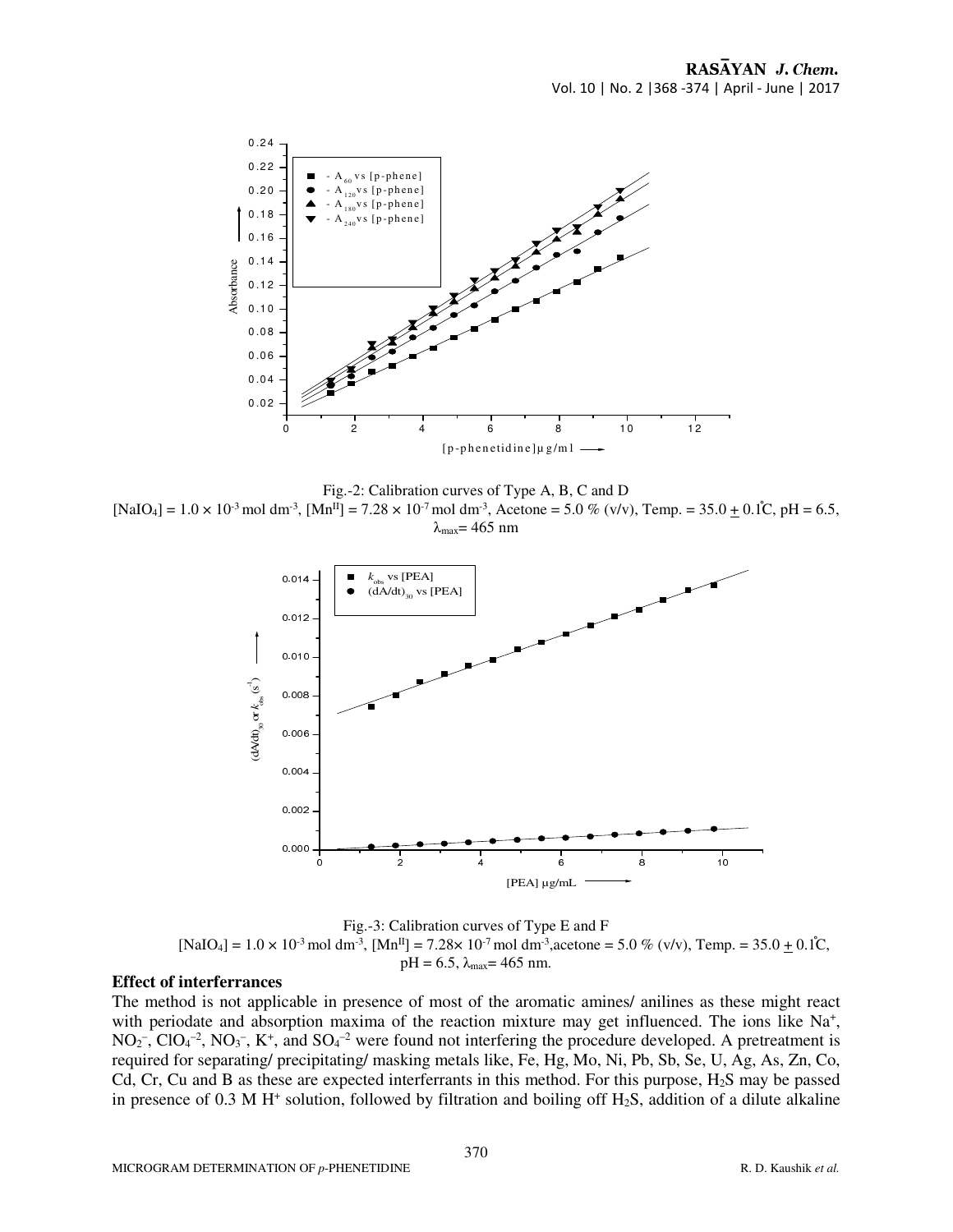Fig.-2: Calibration curves of Type A, B, C and D

$[NaIO_4] = 1.0 \times 10^{-3}$ mol dm$^{-3}$, $[Mn^{II}] = 7.28 \times 10^{-7}$ mol dm$^{-3}$, Acetone = 5.0 % (v/v), Temp. = 35.0 ± 0.1°C, pH = 6.5, $\lambda_{max}$= 465 nm

Fig.-3: Calibration curves of Type E and F

$[NaIO_4] = 1.0 \times 10^{-3}$ mol dm$^{-3}$, $[Mn^{II}] = 7.28 \times 10^{-7}$ mol dm$^{-3}$, acetone = 5.0 % (v/v), Temp. = 35.0 ± 0.1°C, pH = 6.5, $\lambda_{max}$= 465 nm.

**Effect of interferrances**

The method is not applicable in presence of most of the aromatic amines/ anilines as these might react with periodate and absorption maxima of the reaction mixture may get influenced. The ions like $Na^+$, $NO_2^-$, $ClO_4^{-2}$, $NO_3^-$, $K^+$, and $SO_4^{-2}$ were found not interfering the procedure developed. A pretreatment is required for separating/ precipitating/ masking metals like, Fe, Hg, Mo, Ni, Pb, Sb, Se, U, Ag, As, Zn, Co, Cd, Cr, Cu and B as these are expected interferrants in this method. For this purpose, $H_2S$ may be passed in presence of 0.3 M $H^+$ solution, followed by filtration and boiling off $H_2S$, addition of a dilute alkaline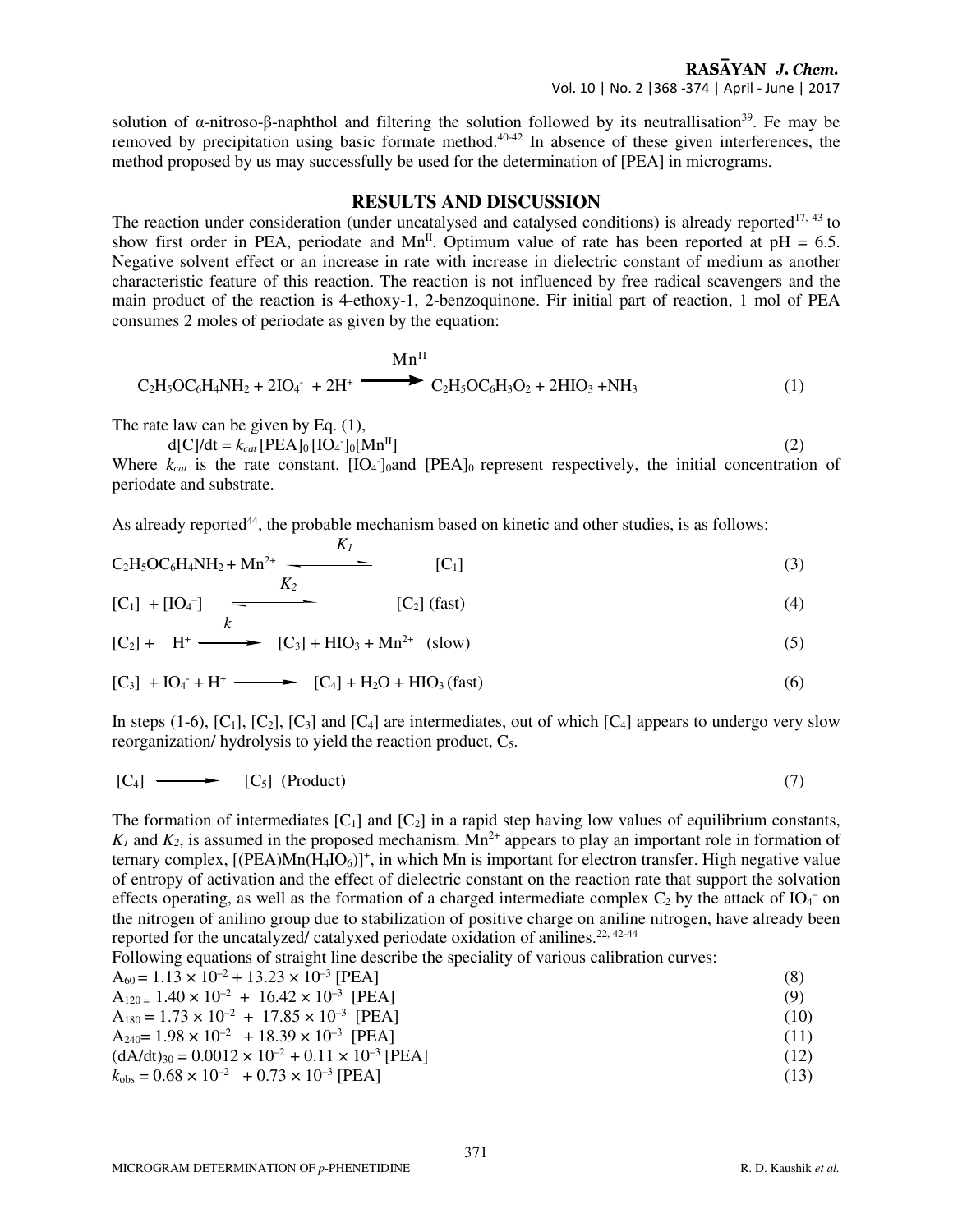solution of α-nitroso-β-naphthol and filtering the solution followed by its neutrallisation[39]. Fe may be removed by precipitation using basic formate method.[40-42] In absence of these given interferences, the method proposed by us may successfully be used for the determination of [PEA] in micrograms.

## RESULTS AND DISCUSSION

The reaction under consideration (under uncatalysed and catalysed conditions) is already reported[17, 43] to show first order in PEA, periodate and $Mn^{II}$. Optimum value of rate has been reported at pH = 6.5. Negative solvent effect or an increase in rate with increase in dielectric constant of medium as another characteristic feature of this reaction. The reaction is not influenced by free radical scavengers and the main product of the reaction is 4-ethoxy-1, 2-benzoquinone. Fir initial part of reaction, 1 mol of PEA consumes 2 moles of periodate as given by the equation:

$$C_2H_5OC_6H_4NH_2 + 2IO_4^- + 2H^+ \xrightarrow{Mn^{II}} C_2H_5OC_6H_3O_2 + 2HIO_3 + NH_3 \quad (1)$$

The rate law can be given by Eq. (1),

$$d[C]/dt = k_{cat}[PEA]_0[IO_4^-]_0[Mn^{II}] \quad (2)$$

Where $k_{cat}$ is the rate constant. $[IO_4^-]_0$and $[PEA]_0$ represent respectively, the initial concentration of periodate and substrate.

As already reported[44], the probable mechanism based on kinetic and other studies, is as follows:

$$C_2H_5OC_6H_4NH_2 + Mn^{2+} \xrightleftharpoons{K_1} [C_1] \quad (3)$$

$$[C_1] + [IO_4^-] \xrightleftharpoons{K_2} [C_2] \text{ (fast)} \quad (4)$$

$$[C_2] + H^+ \xrightarrow{k} [C_3] + HIO_3 + Mn^{2+} \text{ (slow)} \quad (5)$$

$$[C_3] + IO_4^- + H^+ \longrightarrow [C_4] + H_2O + HIO_3 \text{ (fast)} \quad (6)$$

In steps (1-6), $[C_1]$, $[C_2]$, $[C_3]$ and $[C_4]$ are intermediates, out of which $[C_4]$ appears to undergo very slow reorganization/ hydrolysis to yield the reaction product, $C_5$.

$$[C_4] \longrightarrow [C_5] \text{ (Product)} \quad (7)$$

The formation of intermediates $[C_1]$ and $[C_2]$ in a rapid step having low values of equilibrium constants, $K_1$ and $K_2$, is assumed in the proposed mechanism. $Mn^{2+}$ appears to play an important role in formation of ternary complex, $[(PEA)Mn(H_4IO_6)]^+$, in which Mn is important for electron transfer. High negative value of entropy of activation and the effect of dielectric constant on the reaction rate that support the solvation effects operating, as well as the formation of a charged intermediate complex $C_2$ by the attack of $IO_4^-$ on the nitrogen of anilino group due to stabilization of positive charge on aniline nitrogen, have already been reported for the uncatalyzed/ catalyxed periodate oxidation of anilines.[22, 42-44]

Following equations of straight line describe the speciality of various calibration curves:

$$A_{60} = 1.13 \times 10^{-2} + 13.23 \times 10^{-3} [PEA] \quad (8)$$

$$A_{120} = 1.40 \times 10^{-2} + 16.42 \times 10^{-3} [PEA] \quad (9)$$

$$A_{180} = 1.73 \times 10^{-2} + 17.85 \times 10^{-3} [PEA] \quad (10)$$

$$A_{240} = 1.98 \times 10^{-2} + 18.39 \times 10^{-3} [PEA] \quad (11)$$

$$(dA/dt)_{30} = 0.0012 \times 10^{-2} + 0.11 \times 10^{-3} [PEA] \quad (12)$$

$$k_{obs} = 0.68 \times 10^{-2} + 0.73 \times 10^{-3} [PEA] \quad (13)$$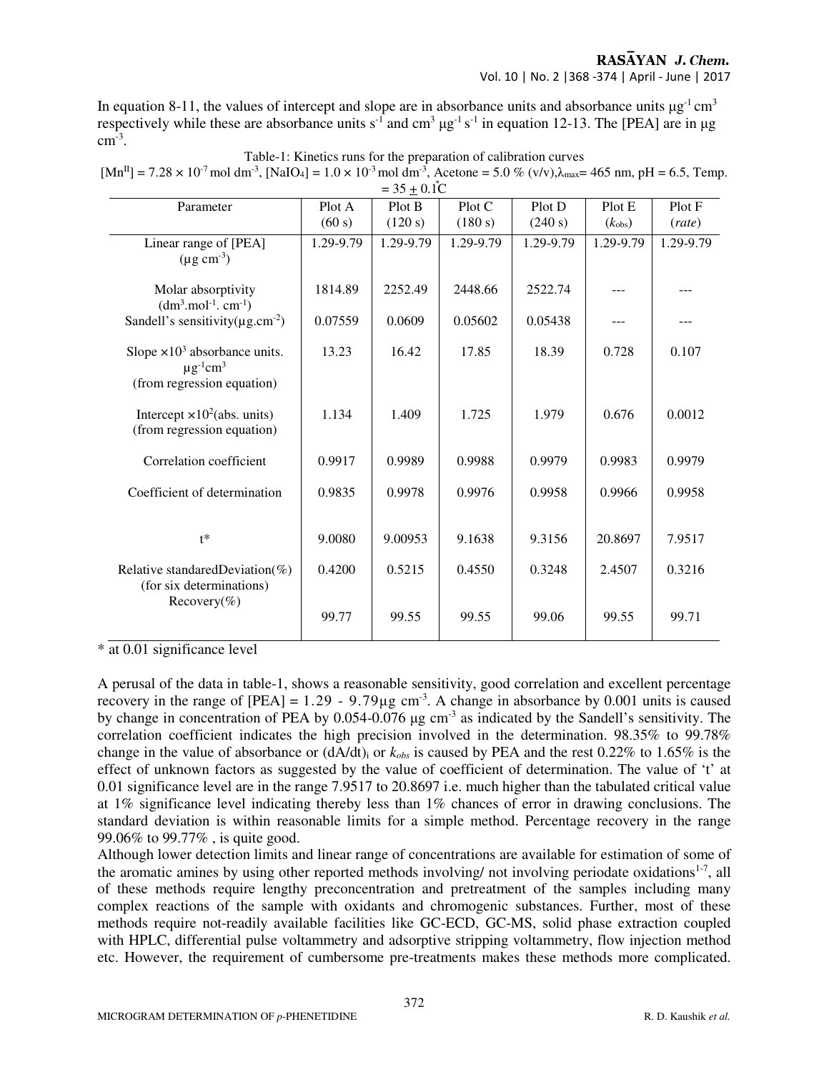In equation 8-11, the values of intercept and slope are in absorbance units and absorbance units $\mu g^{-1}$ $cm^3$ respectively while these are absorbance units $s^{-1}$ and $cm^3$ $\mu g^{-1}$ $s^{-1}$ in equation 12-13. The [PEA] are in $\mu g$ $cm^{-3}$.

Table-1: Kinetics runs for the preparation of calibration curves

$[Mn^{II}] = 7.28 \times 10^{-7}$ mol $dm^{-3}$, $[NaIO_4] = 1.0 \times 10^{-3}$ mol $dm^{-3}$, Acetone = 5.0 % (v/v), $\lambda_{max}$= 465 nm, pH = 6.5, Temp. = 35 $\pm$ 0.1°C

| Parameter | Plot A (60 s) | Plot B (120 s) | Plot C (180 s) | Plot D (240 s) | Plot E ($k_{obs}$) | Plot F (*rate*) |
|---|---|---|---|---|---|---|
| Linear range of [PEA] ($\mu g$ $cm^{-3}$) | 1.29-9.79 | 1.29-9.79 | 1.29-9.79 | 1.29-9.79 | 1.29-9.79 | 1.29-9.79 |
| Molar absorptivity ($dm^3.mol^{-1}.$ $cm^{-1}$) | 1814.89 | 2252.49 | 2448.66 | 2522.74 | --- | --- |
| Sandell's sensitivity($\mu g.cm^{-2}$) | 0.07559 | 0.0609 | 0.05602 | 0.05438 | --- | --- |
| Slope $\times 10^3$ absorbance units. $\mu g^{-1} cm^3$ (from regression equation) | 13.23 | 16.42 | 17.85 | 18.39 | 0.728 | 0.107 |
| Intercept $\times 10^2$(abs. units) (from regression equation) | 1.134 | 1.409 | 1.725 | 1.979 | 0.676 | 0.0012 |
| Correlation coefficient | 0.9917 | 0.9989 | 0.9988 | 0.9979 | 0.9983 | 0.9979 |
| Coefficient of determination | 0.9835 | 0.9978 | 0.9976 | 0.9958 | 0.9966 | 0.9958 |
| t* | 9.0080 | 9.00953 | 9.1638 | 9.3156 | 20.8697 | 7.9517 |
| Relative standaredDeviation(%) (for six determinations) | 0.4200 | 0.5215 | 0.4550 | 0.3248 | 2.4507 | 0.3216 |
| Recovery(%) | 99.77 | 99.55 | 99.55 | 99.06 | 99.55 | 99.71 |

\* at 0.01 significance level

A perusal of the data in table-1, shows a reasonable sensitivity, good correlation and excellent percentage recovery in the range of [PEA] = 1.29 - 9.79$\mu g$ $cm^{-3}$. A change in absorbance by 0.001 units is caused by change in concentration of PEA by 0.054-0.076 $\mu g$ $cm^{-3}$ as indicated by the Sandell's sensitivity. The correlation coefficient indicates the high precision involved in the determination. 98.35% to 99.78% change in the value of absorbance or $(dA/dt)_i$ or $k_{obs}$ is caused by PEA and the rest 0.22% to 1.65% is the effect of unknown factors as suggested by the value of coefficient of determination. The value of 't' at 0.01 significance level are in the range 7.9517 to 20.8697 i.e. much higher than the tabulated critical value at 1% significance level indicating thereby less than 1% chances of error in drawing conclusions. The standard deviation is within reasonable limits for a simple method. Percentage recovery in the range 99.06% to 99.77% , is quite good.

Although lower detection limits and linear range of concentrations are available for estimation of some of the aromatic amines by using other reported methods involving/ not involving periodate oxidations[1-7], all of these methods require lengthy preconcentration and pretreatment of the samples including many complex reactions of the sample with oxidants and chromogenic substances. Further, most of these methods require not-readily available facilities like GC-ECD, GC-MS, solid phase extraction coupled with HPLC, differential pulse voltammetry and adsorptive stripping voltammetry, flow injection method etc. However, the requirement of cumbersome pre-treatments makes these methods more complicated.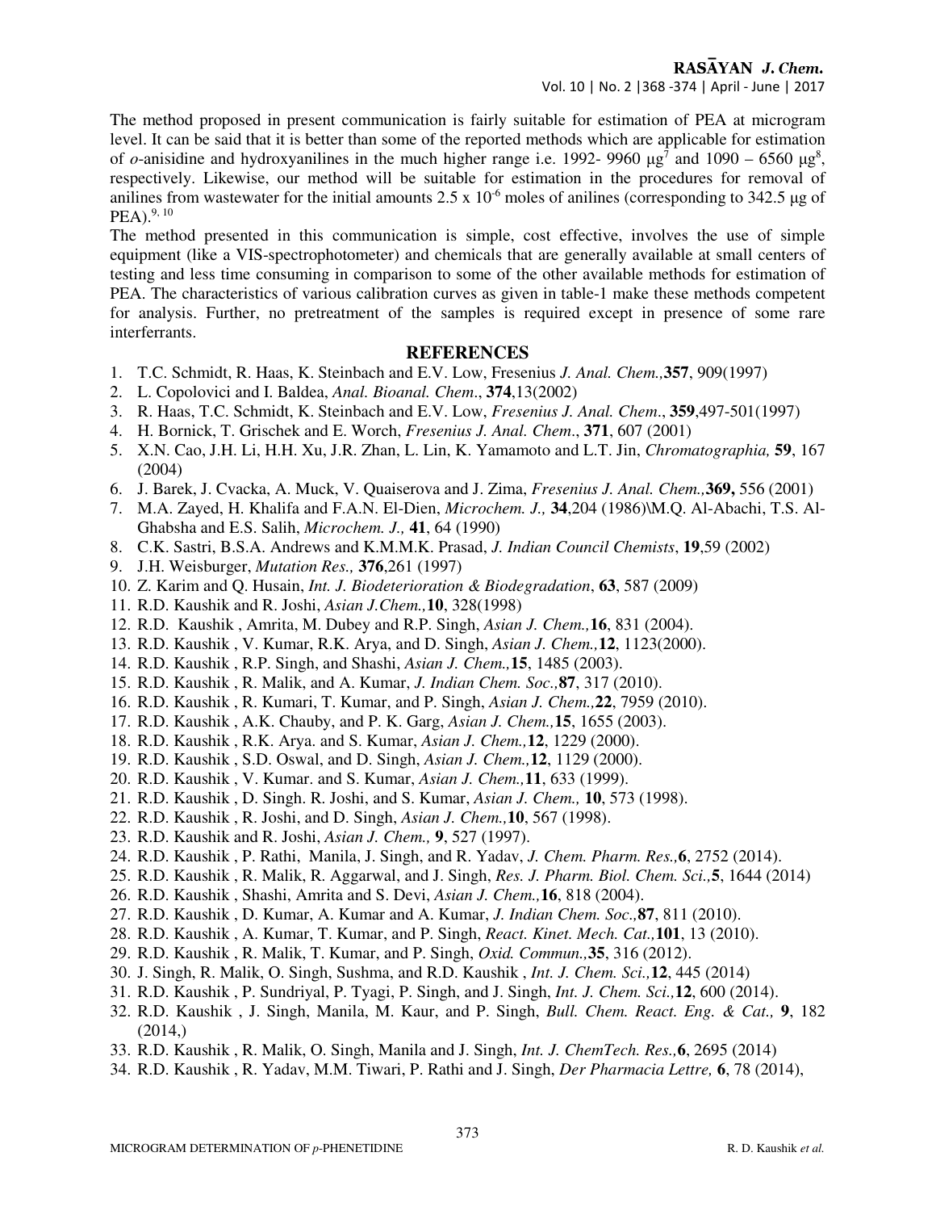The method proposed in present communication is fairly suitable for estimation of PEA at microgram level. It can be said that it is better than some of the reported methods which are applicable for estimation of *o*-anisidine and hydroxyanilines in the much higher range i.e. 1992- 9960 μg[7] and 1090 – 6560 μg[8], respectively. Likewise, our method will be suitable for estimation in the procedures for removal of anilines from wastewater for the initial amounts $2.5 \times 10^{-6}$ moles of anilines (corresponding to 342.5 μg of PEA).[9, 10]

The method presented in this communication is simple, cost effective, involves the use of simple equipment (like a VIS-spectrophotometer) and chemicals that are generally available at small centers of testing and less time consuming in comparison to some of the other available methods for estimation of PEA. The characteristics of various calibration curves as given in table-1 make these methods competent for analysis. Further, no pretreatment of the samples is required except in presence of some rare interferrants.

## REFERENCES

1. T.C. Schmidt, R. Haas, K. Steinbach and E.V. Low, Fresenius *J. Anal. Chem.,* **357**, 909(1997)
2. L. Copolovici and I. Baldea, *Anal. Bioanal. Chem*., **374**,13(2002)
3. R. Haas, T.C. Schmidt, K. Steinbach and E.V. Low, *Fresenius J. Anal. Chem*., **359**,497-501(1997)
4. H. Bornick, T. Grischek and E. Worch, *Fresenius J. Anal. Chem*., **371**, 607 (2001)
5. X.N. Cao, J.H. Li, H.H. Xu, J.R. Zhan, L. Lin, K. Yamamoto and L.T. Jin, *Chromatographia,* **59**, 167 (2004)
6. J. Barek, J. Cvacka, A. Muck, V. Quaiserova and J. Zima, *Fresenius J. Anal. Chem.,* **369,** 556 (2001)
7. M.A. Zayed, H. Khalifa and F.A.N. El-Dien, *Microchem. J.,* **34**,204 (1986)\M.Q. Al-Abachi, T.S. Al-Ghabsha and E.S. Salih, *Microchem. J.,* **41**, 64 (1990)
8. C.K. Sastri, B.S.A. Andrews and K.M.M.K. Prasad, *J. Indian Council Chemists*, **19**,59 (2002)
9. J.H. Weisburger, *Mutation Res.,* **376**,261 (1997)
10. Z. Karim and Q. Husain, *Int. J. Biodeterioration & Biodegradation*, **63**, 587 (2009)
11. R.D. Kaushik and R. Joshi, *Asian J.Chem.,* **10**, 328(1998)
12. R.D. Kaushik , Amrita, M. Dubey and R.P. Singh, *Asian J. Chem.,* **16**, 831 (2004).
13. R.D. Kaushik , V. Kumar, R.K. Arya, and D. Singh, *Asian J. Chem.,* **12**, 1123(2000).
14. R.D. Kaushik , R.P. Singh, and Shashi, *Asian J. Chem.,* **15**, 1485 (2003).
15. R.D. Kaushik , R. Malik, and A. Kumar, *J. Indian Chem. Soc.,* **87**, 317 (2010).
16. R.D. Kaushik , R. Kumari, T. Kumar, and P. Singh, *Asian J. Chem.,* **22**, 7959 (2010).
17. R.D. Kaushik , A.K. Chauby, and P. K. Garg, *Asian J. Chem.,* **15**, 1655 (2003).
18. R.D. Kaushik , R.K. Arya. and S. Kumar, *Asian J. Chem.,* **12**, 1229 (2000).
19. R.D. Kaushik , S.D. Oswal, and D. Singh, *Asian J. Chem.,* **12**, 1129 (2000).
20. R.D. Kaushik , V. Kumar. and S. Kumar, *Asian J. Chem.,* **11**, 633 (1999).
21. R.D. Kaushik , D. Singh. R. Joshi, and S. Kumar, *Asian J. Chem.,* **10**, 573 (1998).
22. R.D. Kaushik , R. Joshi, and D. Singh, *Asian J. Chem.,* **10**, 567 (1998).
23. R.D. Kaushik and R. Joshi, *Asian J. Chem.,* **9**, 527 (1997).
24. R.D. Kaushik , P. Rathi, Manila, J. Singh, and R. Yadav, *J. Chem. Pharm. Res.,* **6**, 2752 (2014).
25. R.D. Kaushik , R. Malik, R. Aggarwal, and J. Singh, *Res. J. Pharm. Biol. Chem. Sci.,* **5**, 1644 (2014)
26. R.D. Kaushik , Shashi, Amrita and S. Devi, *Asian J. Chem.,* **16**, 818 (2004).
27. R.D. Kaushik , D. Kumar, A. Kumar and A. Kumar, *J. Indian Chem. Soc.,* **87**, 811 (2010).
28. R.D. Kaushik , A. Kumar, T. Kumar, and P. Singh, *React. Kinet. Mech. Cat.,* **101**, 13 (2010).
29. R.D. Kaushik , R. Malik, T. Kumar, and P. Singh, *Oxid. Commun.,* **35**, 316 (2012).
30. J. Singh, R. Malik, O. Singh, Sushma, and R.D. Kaushik , *Int. J. Chem. Sci.,* **12**, 445 (2014)
31. R.D. Kaushik , P. Sundriyal, P. Tyagi, P. Singh, and J. Singh, *Int. J. Chem. Sci.,* **12**, 600 (2014).
32. R.D. Kaushik , J. Singh, Manila, M. Kaur, and P. Singh, *Bull. Chem. React. Eng. & Cat.,* **9**, 182 (2014,)
33. R.D. Kaushik , R. Malik, O. Singh, Manila and J. Singh, *Int. J. ChemTech. Res.,* **6**, 2695 (2014)
34. R.D. Kaushik , R. Yadav, M.M. Tiwari, P. Rathi and J. Singh, *Der Pharmacia Lettre,* **6**, 78 (2014),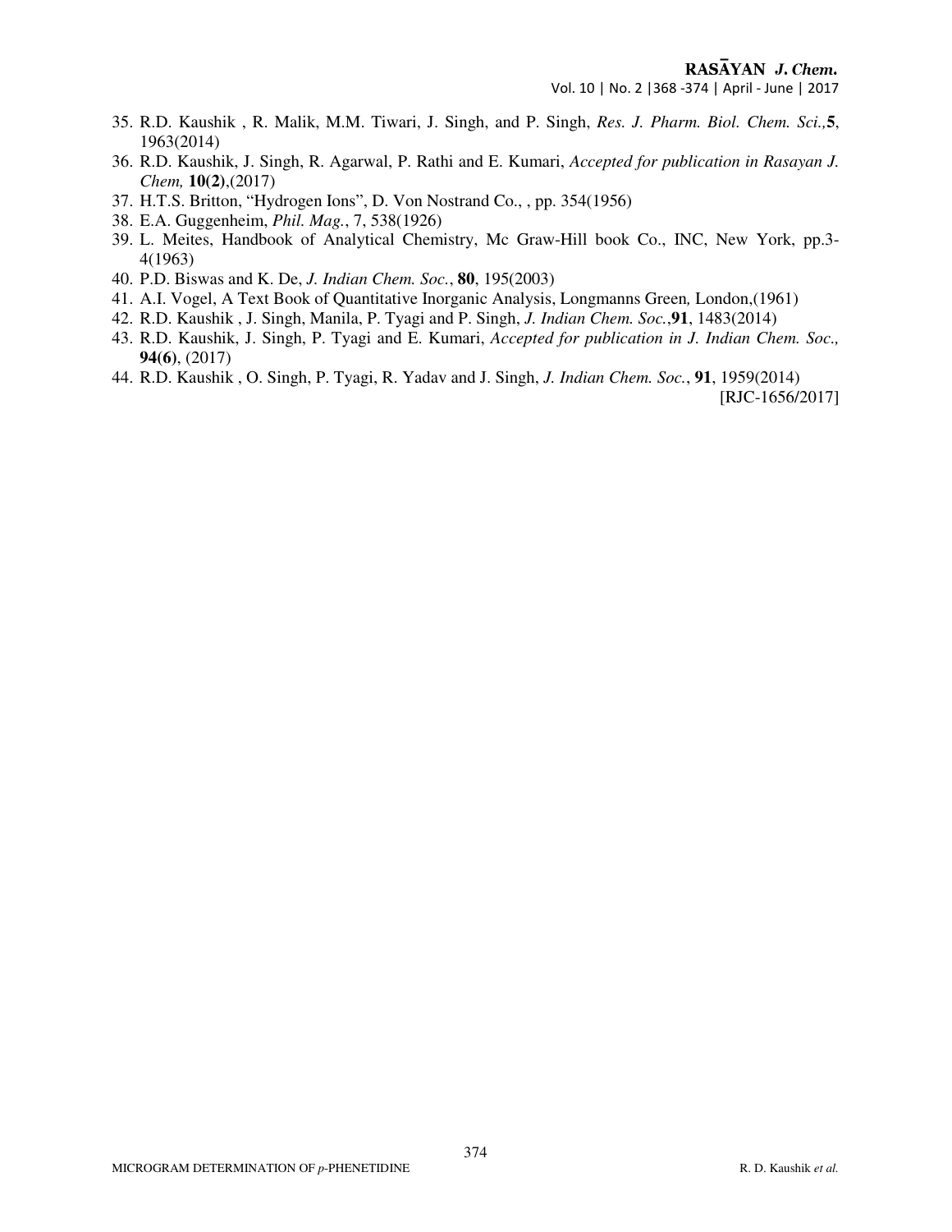35. R.D. Kaushik , R. Malik, M.M. Tiwari, J. Singh, and P. Singh, *Res. J. Pharm. Biol. Chem. Sci.,* **5**, 1963(2014)
36. R.D. Kaushik, J. Singh, R. Agarwal, P. Rathi and E. Kumari, *Accepted for publication in Rasayan J. Chem,* **10(2)**,(2017)
37. H.T.S. Britton, "Hydrogen Ions", D. Von Nostrand Co., , pp. 354(1956)
38. E.A. Guggenheim, *Phil. Mag.*, 7, 538(1926)
39. L. Meites, Handbook of Analytical Chemistry, Mc Graw-Hill book Co., INC, New York, pp.3-4(1963)
40. P.D. Biswas and K. De, *J. Indian Chem. Soc.*, **80**, 195(2003)
41. A.I. Vogel, A Text Book of Quantitative Inorganic Analysis, Longmanns Green*,* London,(1961)
42. R.D. Kaushik , J. Singh, Manila, P. Tyagi and P. Singh, *J. Indian Chem. Soc.*,**91**, 1483(2014)
43. R.D. Kaushik, J. Singh, P. Tyagi and E. Kumari, *Accepted for publication in J. Indian Chem. Soc.,* **94(6)**, (2017)
44. R.D. Kaushik , O. Singh, P. Tyagi, R. Yadav and J. Singh, *J. Indian Chem. Soc.*, **91**, 1959(2014)

[RJC-1656/2017]